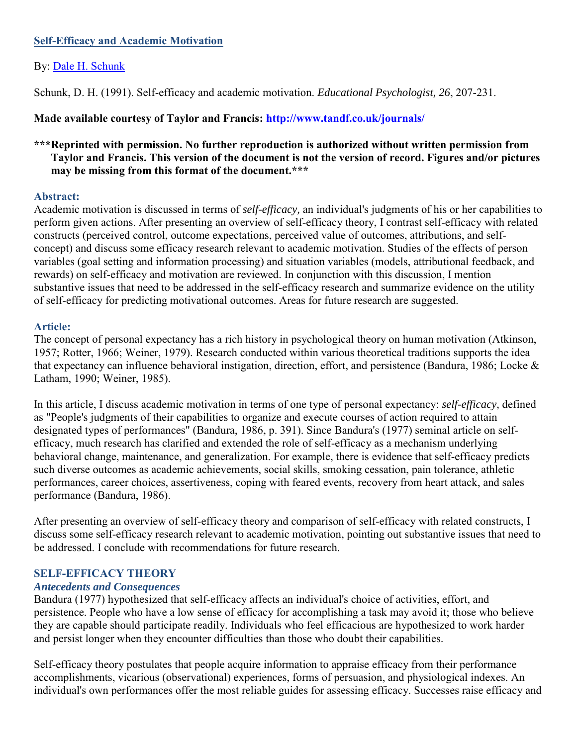# [Self-Efficacy and Academic Motivation](#)

By: [Dale H. Schunk](#)

Schunk, D. H. (1991). Self-efficacy and academic motivation. *Educational Psychologist, 26*, 207-231.

**Made available courtesy of Taylor and Francis: http://www.tandf.co.uk/journals/**

**\*\*\*Reprinted with permission. No further reproduction is authorized without written permission from Taylor and Francis. This version of the document is not the version of record. Figures and/or pictures may be missing from this format of the document.\*\*\***

## Abstract:

Academic motivation is discussed in terms of *self-efficacy,* an individual's judgments of his or her capabilities to perform given actions. After presenting an overview of self-efficacy theory, I contrast self-efficacy with related constructs (perceived control, outcome expectations, perceived value of outcomes, attributions, and self-concept) and discuss some efficacy research relevant to academic motivation. Studies of the effects of person variables (goal setting and information processing) and situation variables (models, attributional feedback, and rewards) on self-efficacy and motivation are reviewed. In conjunction with this discussion, I mention substantive issues that need to be addressed in the self-efficacy research and summarize evidence on the utility of self-efficacy for predicting motivational outcomes. Areas for future research are suggested.

## Article:

The concept of personal expectancy has a rich history in psychological theory on human motivation (Atkinson, 1957; Rotter, 1966; Weiner, 1979). Research conducted within various theoretical traditions supports the idea that expectancy can influence behavioral instigation, direction, effort, and persistence (Bandura, 1986; Locke & Latham, 1990; Weiner, 1985).

In this article, I discuss academic motivation in terms of one type of personal expectancy: *self-efficacy,* defined as "People's judgments of their capabilities to organize and execute courses of action required to attain designated types of performances" (Bandura, 1986, p. 391). Since Bandura's (1977) seminal article on self-efficacy, much research has clarified and extended the role of self-efficacy as a mechanism underlying behavioral change, maintenance, and generalization. For example, there is evidence that self-efficacy predicts such diverse outcomes as academic achievements, social skills, smoking cessation, pain tolerance, athletic performances, career choices, assertiveness, coping with feared events, recovery from heart attack, and sales performance (Bandura, 1986).

After presenting an overview of self-efficacy theory and comparison of self-efficacy with related constructs, I discuss some self-efficacy research relevant to academic motivation, pointing out substantive issues that need to be addressed. I conclude with recommendations for future research.

## SELF-EFFICACY THEORY

### *Antecedents and Consequences*

Bandura (1977) hypothesized that self-efficacy affects an individual's choice of activities, effort, and persistence. People who have a low sense of efficacy for accomplishing a task may avoid it; those who believe they are capable should participate readily. Individuals who feel efficacious are hypothesized to work harder and persist longer when they encounter difficulties than those who doubt their capabilities.

Self-efficacy theory postulates that people acquire information to appraise efficacy from their performance accomplishments, vicarious (observational) experiences, forms of persuasion, and physiological indexes. An individual's own performances offer the most reliable guides for assessing efficacy. Successes raise efficacy and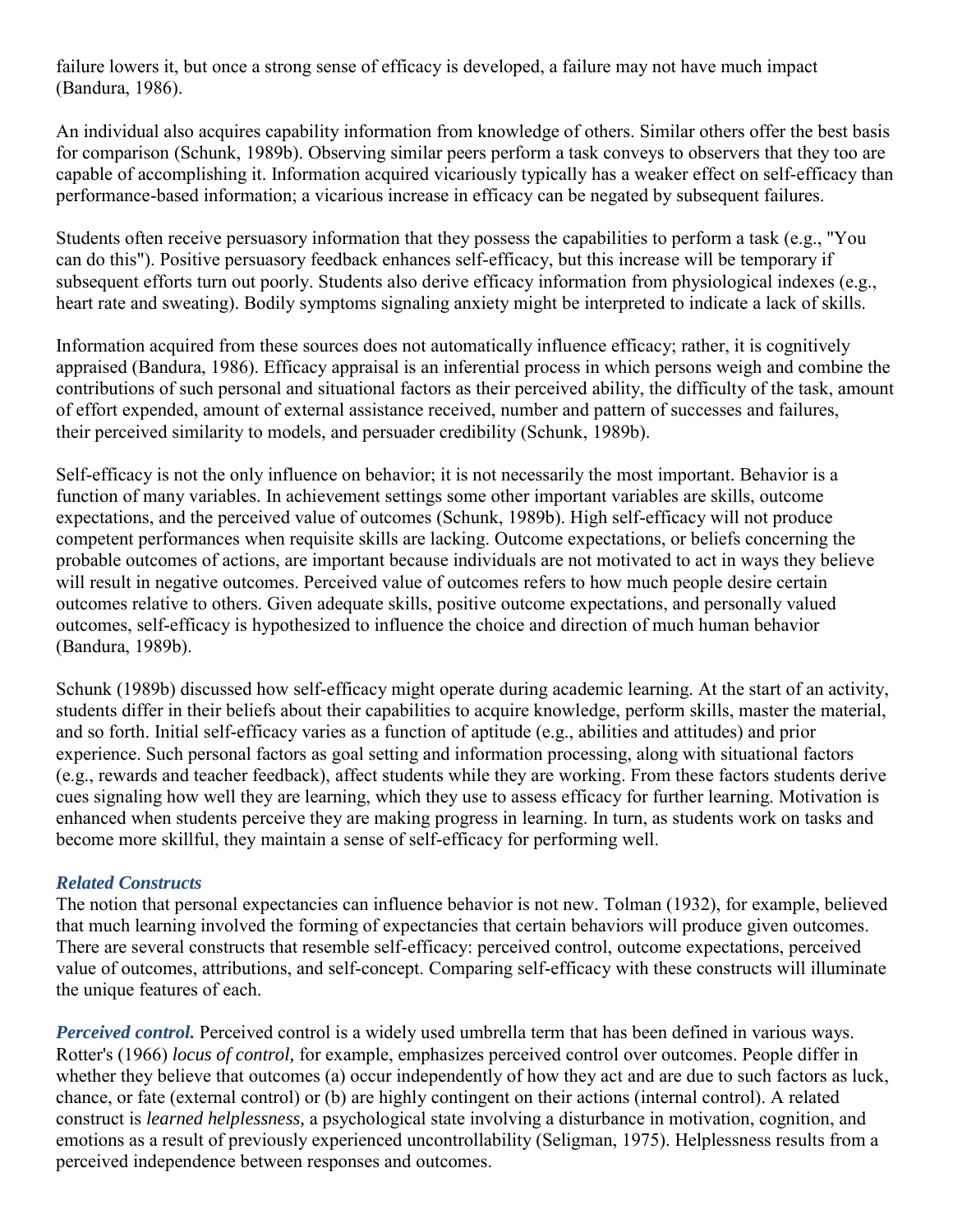failure lowers it, but once a strong sense of efficacy is developed, a failure may not have much impact (Bandura, 1986).

An individual also acquires capability information from knowledge of others. Similar others offer the best basis for comparison (Schunk, 1989b). Observing similar peers perform a task conveys to observers that they too are capable of accomplishing it. Information acquired vicariously typically has a weaker effect on self-efficacy than performance-based information; a vicarious increase in efficacy can be negated by subsequent failures.

Students often receive persuasory information that they possess the capabilities to perform a task (e.g., "You can do this"). Positive persuasory feedback enhances self-efficacy, but this increase will be temporary if subsequent efforts turn out poorly. Students also derive efficacy information from physiological indexes (e.g., heart rate and sweating). Bodily symptoms signaling anxiety might be interpreted to indicate a lack of skills.

Information acquired from these sources does not automatically influence efficacy; rather, it is cognitively appraised (Bandura, 1986). Efficacy appraisal is an inferential process in which persons weigh and combine the contributions of such personal and situational factors as their perceived ability, the difficulty of the task, amount of effort expended, amount of external assistance received, number and pattern of successes and failures, their perceived similarity to models, and persuader credibility (Schunk, 1989b).

Self-efficacy is not the only influence on behavior; it is not necessarily the most important. Behavior is a function of many variables. In achievement settings some other important variables are skills, outcome expectations, and the perceived value of outcomes (Schunk, 1989b). High self-efficacy will not produce competent performances when requisite skills are lacking. Outcome expectations, or beliefs concerning the probable outcomes of actions, are important because individuals are not motivated to act in ways they believe will result in negative outcomes. Perceived value of outcomes refers to how much people desire certain outcomes relative to others. Given adequate skills, positive outcome expectations, and personally valued outcomes, self-efficacy is hypothesized to influence the choice and direction of much human behavior (Bandura, 1989b).

Schunk (1989b) discussed how self-efficacy might operate during academic learning. At the start of an activity, students differ in their beliefs about their capabilities to acquire knowledge, perform skills, master the material, and so forth. Initial self-efficacy varies as a function of aptitude (e.g., abilities and attitudes) and prior experience. Such personal factors as goal setting and information processing, along with situational factors (e.g., rewards and teacher feedback), affect students while they are working. From these factors students derive cues signaling how well they are learning, which they use to assess efficacy for further learning. Motivation is enhanced when students perceive they are making progress in learning. In turn, as students work on tasks and become more skillful, they maintain a sense of self-efficacy for performing well.

### *Related Constructs*

The notion that personal expectancies can influence behavior is not new. Tolman (1932), for example, believed that much learning involved the forming of expectancies that certain behaviors will produce given outcomes. There are several constructs that resemble self-efficacy: perceived control, outcome expectations, perceived value of outcomes, attributions, and self-concept. Comparing self-efficacy with these constructs will illuminate the unique features of each.

***Perceived control.*** Perceived control is a widely used umbrella term that has been defined in various ways. Rotter's (1966) *locus of control,* for example, emphasizes perceived control over outcomes. People differ in whether they believe that outcomes (a) occur independently of how they act and are due to such factors as luck, chance, or fate (external control) or (b) are highly contingent on their actions (internal control). A related construct is *learned helplessness,* a psychological state involving a disturbance in motivation, cognition, and emotions as a result of previously experienced uncontrollability (Seligman, 1975). Helplessness results from a perceived independence between responses and outcomes.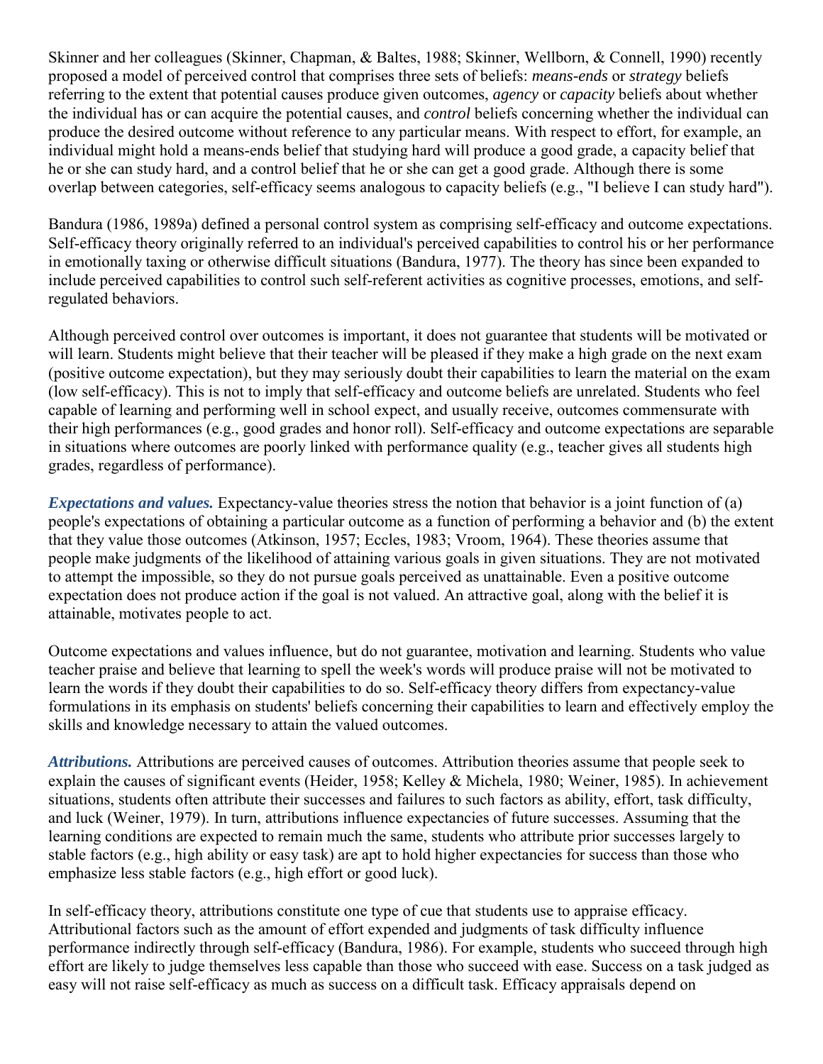Skinner and her colleagues (Skinner, Chapman, & Baltes, 1988; Skinner, Wellborn, & Connell, 1990) recently proposed a model of perceived control that comprises three sets of beliefs: *means-ends* or *strategy* beliefs referring to the extent that potential causes produce given outcomes, *agency* or *capacity* beliefs about whether the individual has or can acquire the potential causes, and *control* beliefs concerning whether the individual can produce the desired outcome without reference to any particular means. With respect to effort, for example, an individual might hold a means-ends belief that studying hard will produce a good grade, a capacity belief that he or she can study hard, and a control belief that he or she can get a good grade. Although there is some overlap between categories, self-efficacy seems analogous to capacity beliefs (e.g., "I believe I can study hard").

Bandura (1986, 1989a) defined a personal control system as comprising self-efficacy and outcome expectations. Self-efficacy theory originally referred to an individual's perceived capabilities to control his or her performance in emotionally taxing or otherwise difficult situations (Bandura, 1977). The theory has since been expanded to include perceived capabilities to control such self-referent activities as cognitive processes, emotions, and self-regulated behaviors.

Although perceived control over outcomes is important, it does not guarantee that students will be motivated or will learn. Students might believe that their teacher will be pleased if they make a high grade on the next exam (positive outcome expectation), but they may seriously doubt their capabilities to learn the material on the exam (low self-efficacy). This is not to imply that self-efficacy and outcome beliefs are unrelated. Students who feel capable of learning and performing well in school expect, and usually receive, outcomes commensurate with their high performances (e.g., good grades and honor roll). Self-efficacy and outcome expectations are separable in situations where outcomes are poorly linked with performance quality (e.g., teacher gives all students high grades, regardless of performance).

***Expectations and values.*** Expectancy-value theories stress the notion that behavior is a joint function of (a) people's expectations of obtaining a particular outcome as a function of performing a behavior and (b) the extent that they value those outcomes (Atkinson, 1957; Eccles, 1983; Vroom, 1964). These theories assume that people make judgments of the likelihood of attaining various goals in given situations. They are not motivated to attempt the impossible, so they do not pursue goals perceived as unattainable. Even a positive outcome expectation does not produce action if the goal is not valued. An attractive goal, along with the belief it is attainable, motivates people to act.

Outcome expectations and values influence, but do not guarantee, motivation and learning. Students who value teacher praise and believe that learning to spell the week's words will produce praise will not be motivated to learn the words if they doubt their capabilities to do so. Self-efficacy theory differs from expectancy-value formulations in its emphasis on students' beliefs concerning their capabilities to learn and effectively employ the skills and knowledge necessary to attain the valued outcomes.

***Attributions.*** Attributions are perceived causes of outcomes. Attribution theories assume that people seek to explain the causes of significant events (Heider, 1958; Kelley & Michela, 1980; Weiner, 1985). In achievement situations, students often attribute their successes and failures to such factors as ability, effort, task difficulty, and luck (Weiner, 1979). In turn, attributions influence expectancies of future successes. Assuming that the learning conditions are expected to remain much the same, students who attribute prior successes largely to stable factors (e.g., high ability or easy task) are apt to hold higher expectancies for success than those who emphasize less stable factors (e.g., high effort or good luck).

In self-efficacy theory, attributions constitute one type of cue that students use to appraise efficacy. Attributional factors such as the amount of effort expended and judgments of task difficulty influence performance indirectly through self-efficacy (Bandura, 1986). For example, students who succeed through high effort are likely to judge themselves less capable than those who succeed with ease. Success on a task judged as easy will not raise self-efficacy as much as success on a difficult task. Efficacy appraisals depend on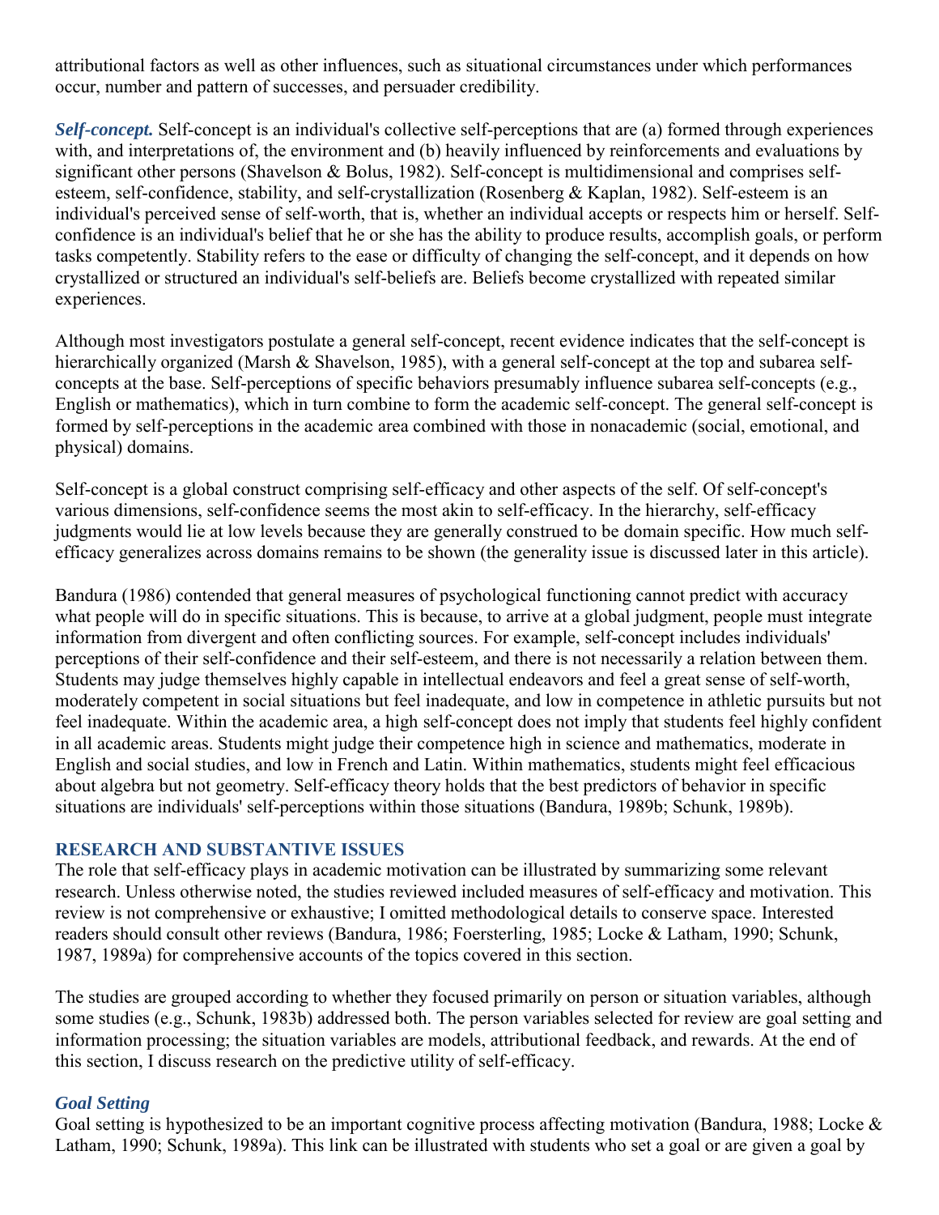attributional factors as well as other influences, such as situational circumstances under which performances occur, number and pattern of successes, and persuader credibility.

***Self-concept.*** Self-concept is an individual's collective self-perceptions that are (a) formed through experiences with, and interpretations of, the environment and (b) heavily influenced by reinforcements and evaluations by significant other persons (Shavelson & Bolus, 1982). Self-concept is multidimensional and comprises self-esteem, self-confidence, stability, and self-crystallization (Rosenberg & Kaplan, 1982). Self-esteem is an individual's perceived sense of self-worth, that is, whether an individual accepts or respects him or herself. Self-confidence is an individual's belief that he or she has the ability to produce results, accomplish goals, or perform tasks competently. Stability refers to the ease or difficulty of changing the self-concept, and it depends on how crystallized or structured an individual's self-beliefs are. Beliefs become crystallized with repeated similar experiences.

Although most investigators postulate a general self-concept, recent evidence indicates that the self-concept is hierarchically organized (Marsh & Shavelson, 1985), with a general self-concept at the top and subarea self-concepts at the base. Self-perceptions of specific behaviors presumably influence subarea self-concepts (e.g., English or mathematics), which in turn combine to form the academic self-concept. The general self-concept is formed by self-perceptions in the academic area combined with those in nonacademic (social, emotional, and physical) domains.

Self-concept is a global construct comprising self-efficacy and other aspects of the self. Of self-concept's various dimensions, self-confidence seems the most akin to self-efficacy. In the hierarchy, self-efficacy judgments would lie at low levels because they are generally construed to be domain specific. How much self-efficacy generalizes across domains remains to be shown (the generality issue is discussed later in this article).

Bandura (1986) contended that general measures of psychological functioning cannot predict with accuracy what people will do in specific situations. This is because, to arrive at a global judgment, people must integrate information from divergent and often conflicting sources. For example, self-concept includes individuals' perceptions of their self-confidence and their self-esteem, and there is not necessarily a relation between them. Students may judge themselves highly capable in intellectual endeavors and feel a great sense of self-worth, moderately competent in social situations but feel inadequate, and low in competence in athletic pursuits but not feel inadequate. Within the academic area, a high self-concept does not imply that students feel highly confident in all academic areas. Students might judge their competence high in science and mathematics, moderate in English and social studies, and low in French and Latin. Within mathematics, students might feel efficacious about algebra but not geometry. Self-efficacy theory holds that the best predictors of behavior in specific situations are individuals' self-perceptions within those situations (Bandura, 1989b; Schunk, 1989b).

## RESEARCH AND SUBSTANTIVE ISSUES

The role that self-efficacy plays in academic motivation can be illustrated by summarizing some relevant research. Unless otherwise noted, the studies reviewed included measures of self-efficacy and motivation. This review is not comprehensive or exhaustive; I omitted methodological details to conserve space. Interested readers should consult other reviews (Bandura, 1986; Foersterling, 1985; Locke & Latham, 1990; Schunk, 1987, 1989a) for comprehensive accounts of the topics covered in this section.

The studies are grouped according to whether they focused primarily on person or situation variables, although some studies (e.g., Schunk, 1983b) addressed both. The person variables selected for review are goal setting and information processing; the situation variables are models, attributional feedback, and rewards. At the end of this section, I discuss research on the predictive utility of self-efficacy.

### *Goal Setting*

Goal setting is hypothesized to be an important cognitive process affecting motivation (Bandura, 1988; Locke & Latham, 1990; Schunk, 1989a). This link can be illustrated with students who set a goal or are given a goal by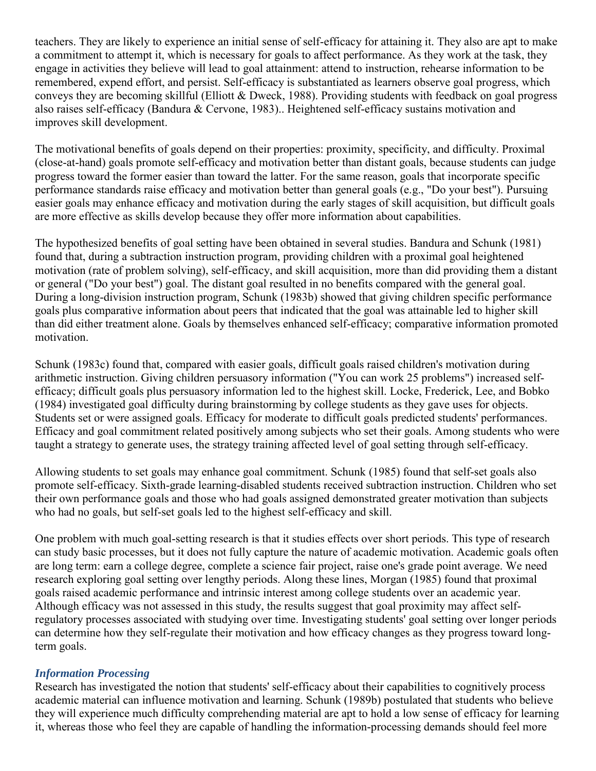teachers. They are likely to experience an initial sense of self-efficacy for attaining it. They also are apt to make a commitment to attempt it, which is necessary for goals to affect performance. As they work at the task, they engage in activities they believe will lead to goal attainment: attend to instruction, rehearse information to be remembered, expend effort, and persist. Self-efficacy is substantiated as learners observe goal progress, which conveys they are becoming skillful (Elliott & Dweck, 1988). Providing students with feedback on goal progress also raises self-efficacy (Bandura & Cervone, 1983).. Heightened self-efficacy sustains motivation and improves skill development.

The motivational benefits of goals depend on their properties: proximity, specificity, and difficulty. Proximal (close-at-hand) goals promote self-efficacy and motivation better than distant goals, because students can judge progress toward the former easier than toward the latter. For the same reason, goals that incorporate specific performance standards raise efficacy and motivation better than general goals (e.g., "Do your best"). Pursuing easier goals may enhance efficacy and motivation during the early stages of skill acquisition, but difficult goals are more effective as skills develop because they offer more information about capabilities.

The hypothesized benefits of goal setting have been obtained in several studies. Bandura and Schunk (1981) found that, during a subtraction instruction program, providing children with a proximal goal heightened motivation (rate of problem solving), self-efficacy, and skill acquisition, more than did providing them a distant or general ("Do your best") goal. The distant goal resulted in no benefits compared with the general goal. During a long-division instruction program, Schunk (1983b) showed that giving children specific performance goals plus comparative information about peers that indicated that the goal was attainable led to higher skill than did either treatment alone. Goals by themselves enhanced self-efficacy; comparative information promoted motivation.

Schunk (1983c) found that, compared with easier goals, difficult goals raised children's motivation during arithmetic instruction. Giving children persuasory information ("You can work 25 problems") increased self-efficacy; difficult goals plus persuasory information led to the highest skill. Locke, Frederick, Lee, and Bobko (1984) investigated goal difficulty during brainstorming by college students as they gave uses for objects. Students set or were assigned goals. Efficacy for moderate to difficult goals predicted students' performances. Efficacy and goal commitment related positively among subjects who set their goals. Among students who were taught a strategy to generate uses, the strategy training affected level of goal setting through self-efficacy.

Allowing students to set goals may enhance goal commitment. Schunk (1985) found that self-set goals also promote self-efficacy. Sixth-grade learning-disabled students received subtraction instruction. Children who set their own performance goals and those who had goals assigned demonstrated greater motivation than subjects who had no goals, but self-set goals led to the highest self-efficacy and skill.

One problem with much goal-setting research is that it studies effects over short periods. This type of research can study basic processes, but it does not fully capture the nature of academic motivation. Academic goals often are long term: earn a college degree, complete a science fair project, raise one's grade point average. We need research exploring goal setting over lengthy periods. Along these lines, Morgan (1985) found that proximal goals raised academic performance and intrinsic interest among college students over an academic year. Although efficacy was not assessed in this study, the results suggest that goal proximity may affect self-regulatory processes associated with studying over time. Investigating students' goal setting over longer periods can determine how they self-regulate their motivation and how efficacy changes as they progress toward long-term goals.

### *Information Processing*

Research has investigated the notion that students' self-efficacy about their capabilities to cognitively process academic material can influence motivation and learning. Schunk (1989b) postulated that students who believe they will experience much difficulty comprehending material are apt to hold a low sense of efficacy for learning it, whereas those who feel they are capable of handling the information-processing demands should feel more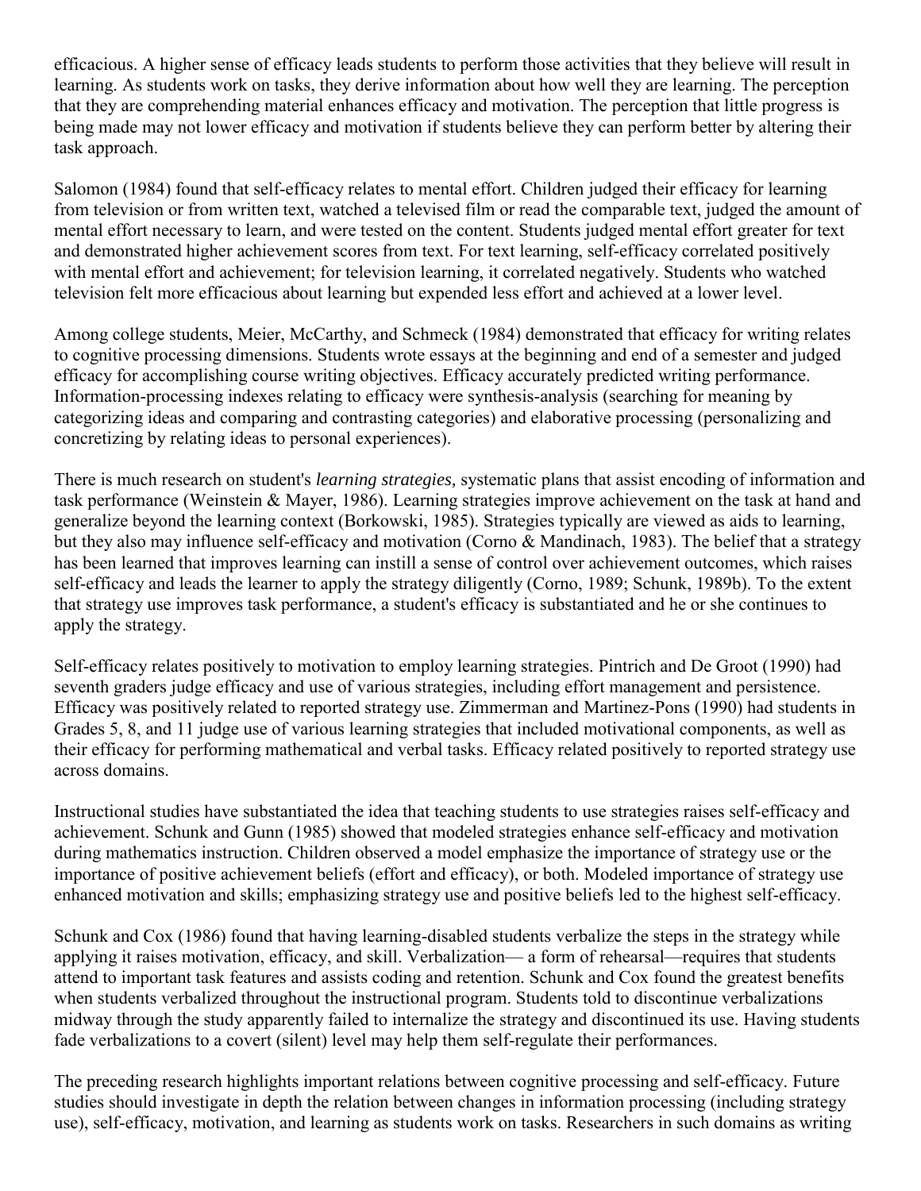efficacious. A higher sense of efficacy leads students to perform those activities that they believe will result in learning. As students work on tasks, they derive information about how well they are learning. The perception that they are comprehending material enhances efficacy and motivation. The perception that little progress is being made may not lower efficacy and motivation if students believe they can perform better by altering their task approach.

Salomon (1984) found that self-efficacy relates to mental effort. Children judged their efficacy for learning from television or from written text, watched a televised film or read the comparable text, judged the amount of mental effort necessary to learn, and were tested on the content. Students judged mental effort greater for text and demonstrated higher achievement scores from text. For text learning, self-efficacy correlated positively with mental effort and achievement; for television learning, it correlated negatively. Students who watched television felt more efficacious about learning but expended less effort and achieved at a lower level.

Among college students, Meier, McCarthy, and Schmeck (1984) demonstrated that efficacy for writing relates to cognitive processing dimensions. Students wrote essays at the beginning and end of a semester and judged efficacy for accomplishing course writing objectives. Efficacy accurately predicted writing performance. Information-processing indexes relating to efficacy were synthesis-analysis (searching for meaning by categorizing ideas and comparing and contrasting categories) and elaborative processing (personalizing and concretizing by relating ideas to personal experiences).

There is much research on student's *learning strategies,* systematic plans that assist encoding of information and task performance (Weinstein & Mayer, 1986). Learning strategies improve achievement on the task at hand and generalize beyond the learning context (Borkowski, 1985). Strategies typically are viewed as aids to learning, but they also may influence self-efficacy and motivation (Corno & Mandinach, 1983). The belief that a strategy has been learned that improves learning can instill a sense of control over achievement outcomes, which raises self-efficacy and leads the learner to apply the strategy diligently (Corno, 1989; Schunk, 1989b). To the extent that strategy use improves task performance, a student's efficacy is substantiated and he or she continues to apply the strategy.

Self-efficacy relates positively to motivation to employ learning strategies. Pintrich and De Groot (1990) had seventh graders judge efficacy and use of various strategies, including effort management and persistence. Efficacy was positively related to reported strategy use. Zimmerman and Martinez-Pons (1990) had students in Grades 5, 8, and 11 judge use of various learning strategies that included motivational components, as well as their efficacy for performing mathematical and verbal tasks. Efficacy related positively to reported strategy use across domains.

Instructional studies have substantiated the idea that teaching students to use strategies raises self-efficacy and achievement. Schunk and Gunn (1985) showed that modeled strategies enhance self-efficacy and motivation during mathematics instruction. Children observed a model emphasize the importance of strategy use or the importance of positive achievement beliefs (effort and efficacy), or both. Modeled importance of strategy use enhanced motivation and skills; emphasizing strategy use and positive beliefs led to the highest self-efficacy.

Schunk and Cox (1986) found that having learning-disabled students verbalize the steps in the strategy while applying it raises motivation, efficacy, and skill. Verbalization— a form of rehearsal—requires that students attend to important task features and assists coding and retention. Schunk and Cox found the greatest benefits when students verbalized throughout the instructional program. Students told to discontinue verbalizations midway through the study apparently failed to internalize the strategy and discontinued its use. Having students fade verbalizations to a covert (silent) level may help them self-regulate their performances.

The preceding research highlights important relations between cognitive processing and self-efficacy. Future studies should investigate in depth the relation between changes in information processing (including strategy use), self-efficacy, motivation, and learning as students work on tasks. Researchers in such domains as writing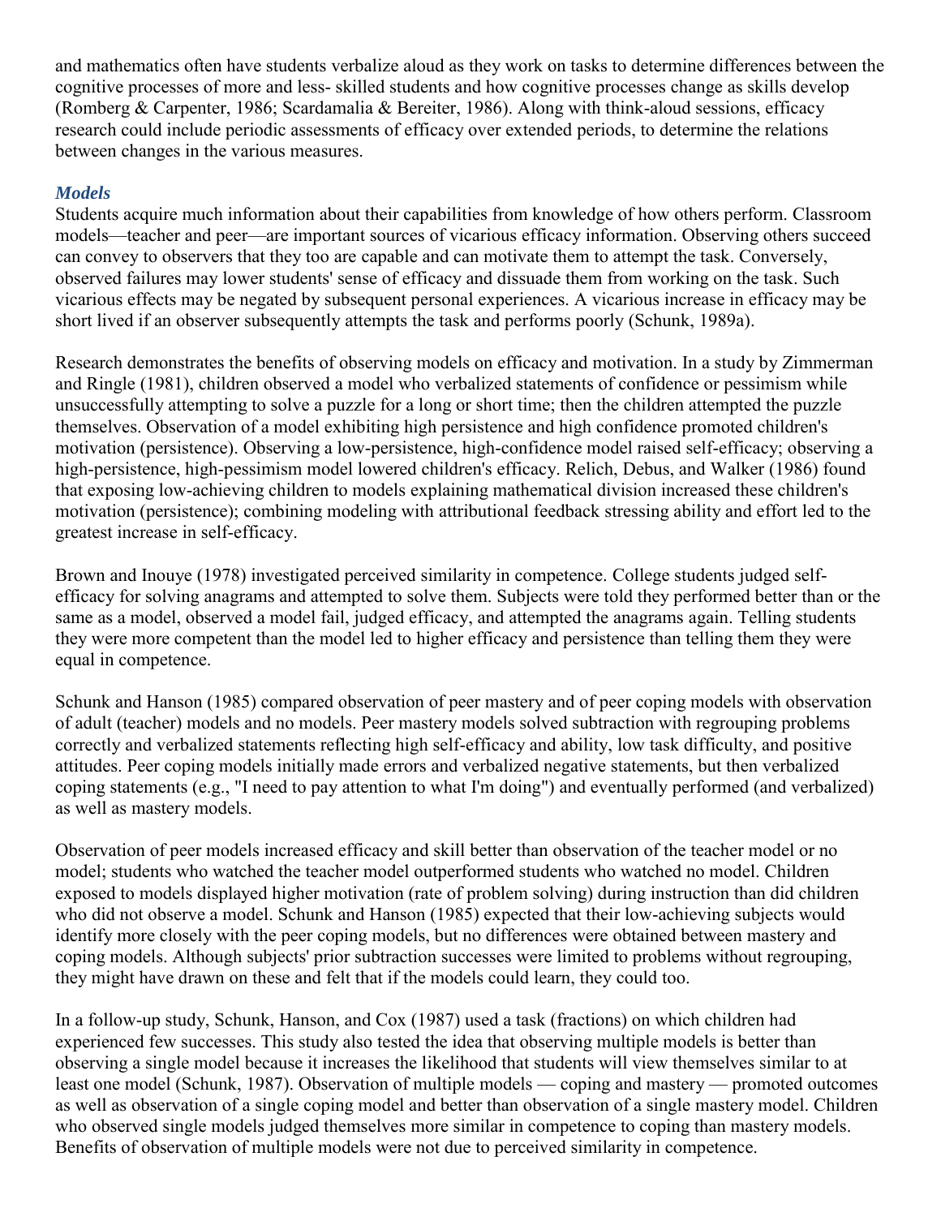and mathematics often have students verbalize aloud as they work on tasks to determine differences between the cognitive processes of more and less- skilled students and how cognitive processes change as skills develop (Romberg & Carpenter, 1986; Scardamalia & Bereiter, 1986). Along with think-aloud sessions, efficacy research could include periodic assessments of efficacy over extended periods, to determine the relations between changes in the various measures.

### *Models*

Students acquire much information about their capabilities from knowledge of how others perform. Classroom models—teacher and peer—are important sources of vicarious efficacy information. Observing others succeed can convey to observers that they too are capable and can motivate them to attempt the task. Conversely, observed failures may lower students' sense of efficacy and dissuade them from working on the task. Such vicarious effects may be negated by subsequent personal experiences. A vicarious increase in efficacy may be short lived if an observer subsequently attempts the task and performs poorly (Schunk, 1989a).

Research demonstrates the benefits of observing models on efficacy and motivation. In a study by Zimmerman and Ringle (1981), children observed a model who verbalized statements of confidence or pessimism while unsuccessfully attempting to solve a puzzle for a long or short time; then the children attempted the puzzle themselves. Observation of a model exhibiting high persistence and high confidence promoted children's motivation (persistence). Observing a low-persistence, high-confidence model raised self-efficacy; observing a high-persistence, high-pessimism model lowered children's efficacy. Relich, Debus, and Walker (1986) found that exposing low-achieving children to models explaining mathematical division increased these children's motivation (persistence); combining modeling with attributional feedback stressing ability and effort led to the greatest increase in self-efficacy.

Brown and Inouye (1978) investigated perceived similarity in competence. College students judged self-efficacy for solving anagrams and attempted to solve them. Subjects were told they performed better than or the same as a model, observed a model fail, judged efficacy, and attempted the anagrams again. Telling students they were more competent than the model led to higher efficacy and persistence than telling them they were equal in competence.

Schunk and Hanson (1985) compared observation of peer mastery and of peer coping models with observation of adult (teacher) models and no models. Peer mastery models solved subtraction with regrouping problems correctly and verbalized statements reflecting high self-efficacy and ability, low task difficulty, and positive attitudes. Peer coping models initially made errors and verbalized negative statements, but then verbalized coping statements (e.g., "I need to pay attention to what I'm doing") and eventually performed (and verbalized) as well as mastery models.

Observation of peer models increased efficacy and skill better than observation of the teacher model or no model; students who watched the teacher model outperformed students who watched no model. Children exposed to models displayed higher motivation (rate of problem solving) during instruction than did children who did not observe a model. Schunk and Hanson (1985) expected that their low-achieving subjects would identify more closely with the peer coping models, but no differences were obtained between mastery and coping models. Although subjects' prior subtraction successes were limited to problems without regrouping, they might have drawn on these and felt that if the models could learn, they could too.

In a follow-up study, Schunk, Hanson, and Cox (1987) used a task (fractions) on which children had experienced few successes. This study also tested the idea that observing multiple models is better than observing a single model because it increases the likelihood that students will view themselves similar to at least one model (Schunk, 1987). Observation of multiple models — coping and mastery — promoted outcomes as well as observation of a single coping model and better than observation of a single mastery model. Children who observed single models judged themselves more similar in competence to coping than mastery models. Benefits of observation of multiple models were not due to perceived similarity in competence.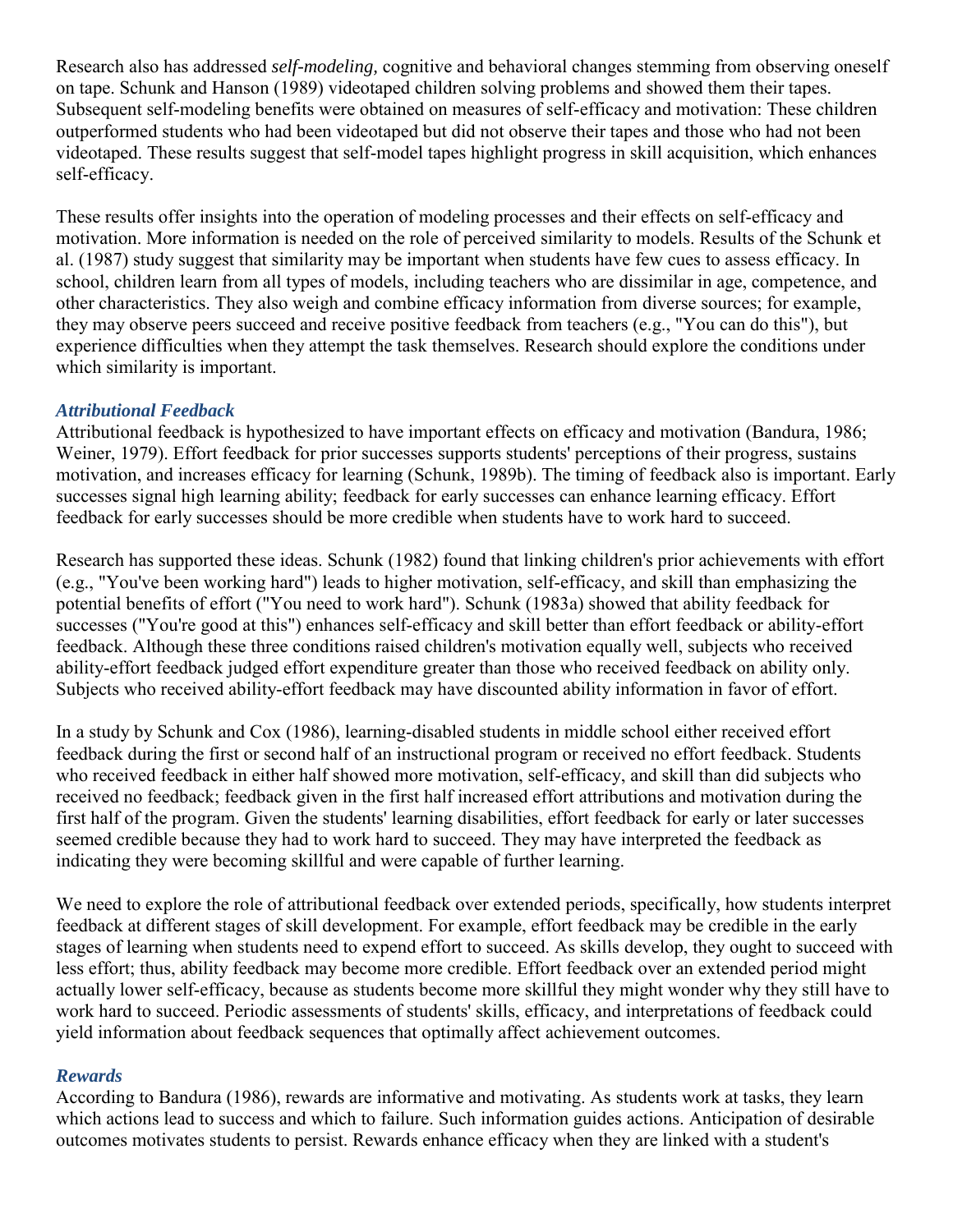Research also has addressed *self-modeling,* cognitive and behavioral changes stemming from observing oneself on tape. Schunk and Hanson (1989) videotaped children solving problems and showed them their tapes. Subsequent self-modeling benefits were obtained on measures of self-efficacy and motivation: These children outperformed students who had been videotaped but did not observe their tapes and those who had not been videotaped. These results suggest that self-model tapes highlight progress in skill acquisition, which enhances self-efficacy.

These results offer insights into the operation of modeling processes and their effects on self-efficacy and motivation. More information is needed on the role of perceived similarity to models. Results of the Schunk et al. (1987) study suggest that similarity may be important when students have few cues to assess efficacy. In school, children learn from all types of models, including teachers who are dissimilar in age, competence, and other characteristics. They also weigh and combine efficacy information from diverse sources; for example, they may observe peers succeed and receive positive feedback from teachers (e.g., "You can do this"), but experience difficulties when they attempt the task themselves. Research should explore the conditions under which similarity is important.

### *Attributional Feedback*

Attributional feedback is hypothesized to have important effects on efficacy and motivation (Bandura, 1986; Weiner, 1979). Effort feedback for prior successes supports students' perceptions of their progress, sustains motivation, and increases efficacy for learning (Schunk, 1989b). The timing of feedback also is important. Early successes signal high learning ability; feedback for early successes can enhance learning efficacy. Effort feedback for early successes should be more credible when students have to work hard to succeed.

Research has supported these ideas. Schunk (1982) found that linking children's prior achievements with effort (e.g., "You've been working hard") leads to higher motivation, self-efficacy, and skill than emphasizing the potential benefits of effort ("You need to work hard"). Schunk (1983a) showed that ability feedback for successes ("You're good at this") enhances self-efficacy and skill better than effort feedback or ability-effort feedback. Although these three conditions raised children's motivation equally well, subjects who received ability-effort feedback judged effort expenditure greater than those who received feedback on ability only. Subjects who received ability-effort feedback may have discounted ability information in favor of effort.

In a study by Schunk and Cox (1986), learning-disabled students in middle school either received effort feedback during the first or second half of an instructional program or received no effort feedback. Students who received feedback in either half showed more motivation, self-efficacy, and skill than did subjects who received no feedback; feedback given in the first half increased effort attributions and motivation during the first half of the program. Given the students' learning disabilities, effort feedback for early or later successes seemed credible because they had to work hard to succeed. They may have interpreted the feedback as indicating they were becoming skillful and were capable of further learning.

We need to explore the role of attributional feedback over extended periods, specifically, how students interpret feedback at different stages of skill development. For example, effort feedback may be credible in the early stages of learning when students need to expend effort to succeed. As skills develop, they ought to succeed with less effort; thus, ability feedback may become more credible. Effort feedback over an extended period might actually lower self-efficacy, because as students become more skillful they might wonder why they still have to work hard to succeed. Periodic assessments of students' skills, efficacy, and interpretations of feedback could yield information about feedback sequences that optimally affect achievement outcomes.

### *Rewards*

According to Bandura (1986), rewards are informative and motivating. As students work at tasks, they learn which actions lead to success and which to failure. Such information guides actions. Anticipation of desirable outcomes motivates students to persist. Rewards enhance efficacy when they are linked with a student's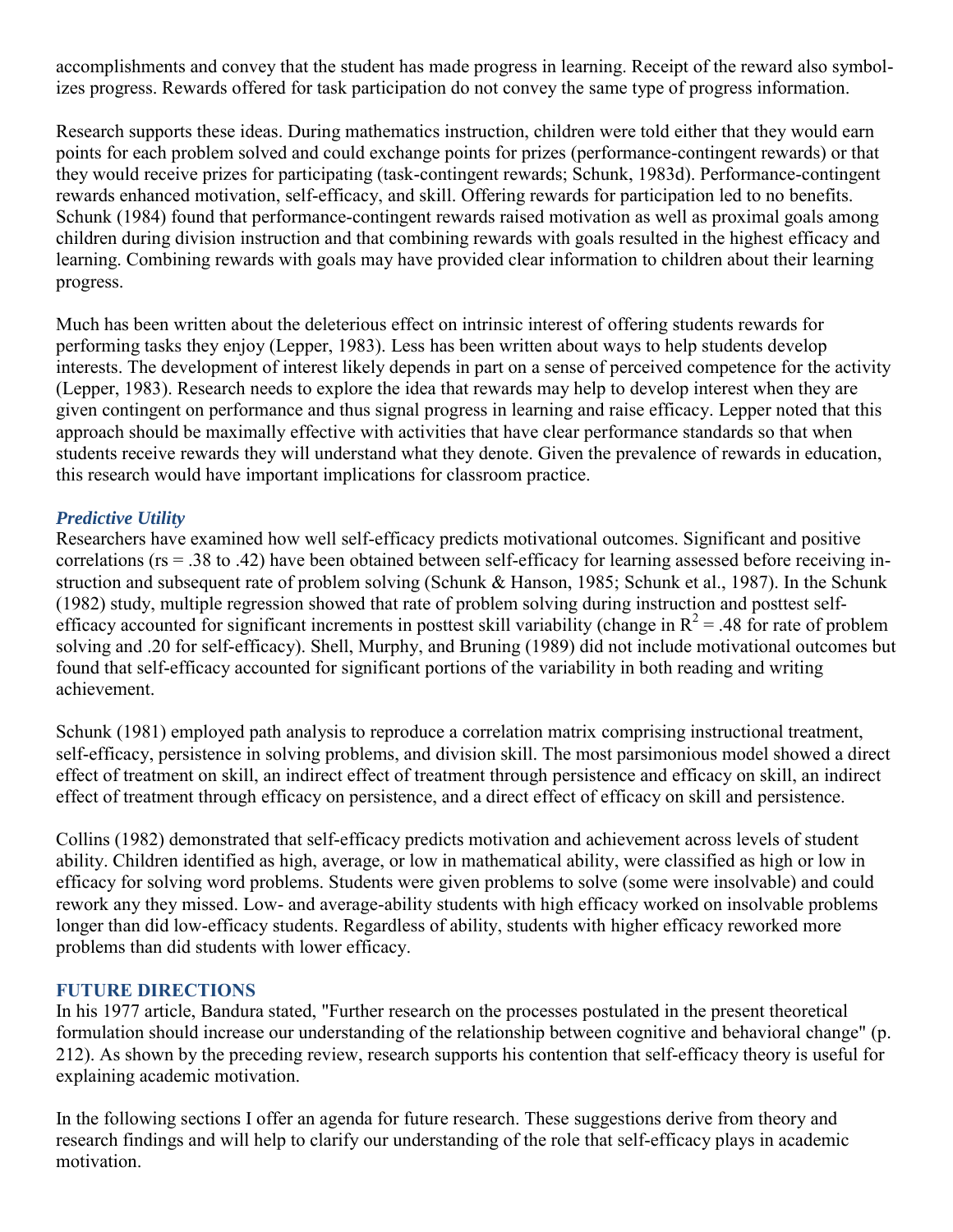accomplishments and convey that the student has made progress in learning. Receipt of the reward also symbolizes progress. Rewards offered for task participation do not convey the same type of progress information.

Research supports these ideas. During mathematics instruction, children were told either that they would earn points for each problem solved and could exchange points for prizes (performance-contingent rewards) or that they would receive prizes for participating (task-contingent rewards; Schunk, 1983d). Performance-contingent rewards enhanced motivation, self-efficacy, and skill. Offering rewards for participation led to no benefits. Schunk (1984) found that performance-contingent rewards raised motivation as well as proximal goals among children during division instruction and that combining rewards with goals resulted in the highest efficacy and learning. Combining rewards with goals may have provided clear information to children about their learning progress.

Much has been written about the deleterious effect on intrinsic interest of offering students rewards for performing tasks they enjoy (Lepper, 1983). Less has been written about ways to help students develop interests. The development of interest likely depends in part on a sense of perceived competence for the activity (Lepper, 1983). Research needs to explore the idea that rewards may help to develop interest when they are given contingent on performance and thus signal progress in learning and raise efficacy. Lepper noted that this approach should be maximally effective with activities that have clear performance standards so that when students receive rewards they will understand what they denote. Given the prevalence of rewards in education, this research would have important implications for classroom practice.

### *Predictive Utility*

Researchers have examined how well self-efficacy predicts motivational outcomes. Significant and positive correlations (rs = .38 to .42) have been obtained between self-efficacy for learning assessed before receiving instruction and subsequent rate of problem solving (Schunk & Hanson, 1985; Schunk et al., 1987). In the Schunk (1982) study, multiple regression showed that rate of problem solving during instruction and posttest self-efficacy accounted for significant increments in posttest skill variability (change in $R^2 = .48$ for rate of problem solving and .20 for self-efficacy). Shell, Murphy, and Bruning (1989) did not include motivational outcomes but found that self-efficacy accounted for significant portions of the variability in both reading and writing achievement.

Schunk (1981) employed path analysis to reproduce a correlation matrix comprising instructional treatment, self-efficacy, persistence in solving problems, and division skill. The most parsimonious model showed a direct effect of treatment on skill, an indirect effect of treatment through persistence and efficacy on skill, an indirect effect of treatment through efficacy on persistence, and a direct effect of efficacy on skill and persistence.

Collins (1982) demonstrated that self-efficacy predicts motivation and achievement across levels of student ability. Children identified as high, average, or low in mathematical ability, were classified as high or low in efficacy for solving word problems. Students were given problems to solve (some were insolvable) and could rework any they missed. Low- and average-ability students with high efficacy worked on insolvable problems longer than did low-efficacy students. Regardless of ability, students with higher efficacy reworked more problems than did students with lower efficacy.

## FUTURE DIRECTIONS

In his 1977 article, Bandura stated, "Further research on the processes postulated in the present theoretical formulation should increase our understanding of the relationship between cognitive and behavioral change" (p. 212). As shown by the preceding review, research supports his contention that self-efficacy theory is useful for explaining academic motivation.

In the following sections I offer an agenda for future research. These suggestions derive from theory and research findings and will help to clarify our understanding of the role that self-efficacy plays in academic motivation.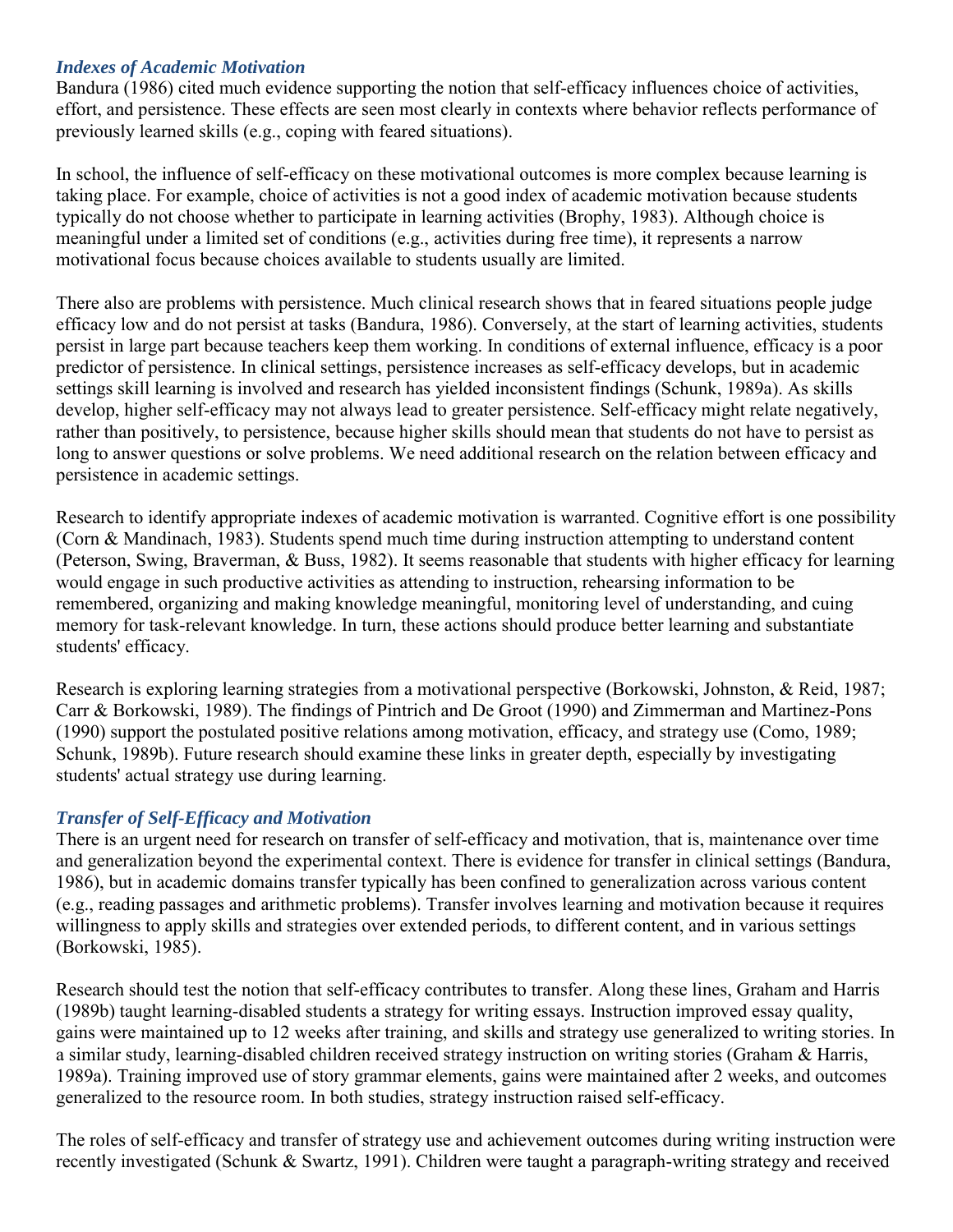### *Indexes of Academic Motivation*

Bandura (1986) cited much evidence supporting the notion that self-efficacy influences choice of activities, effort, and persistence. These effects are seen most clearly in contexts where behavior reflects performance of previously learned skills (e.g., coping with feared situations).

In school, the influence of self-efficacy on these motivational outcomes is more complex because learning is taking place. For example, choice of activities is not a good index of academic motivation because students typically do not choose whether to participate in learning activities (Brophy, 1983). Although choice is meaningful under a limited set of conditions (e.g., activities during free time), it represents a narrow motivational focus because choices available to students usually are limited.

There also are problems with persistence. Much clinical research shows that in feared situations people judge efficacy low and do not persist at tasks (Bandura, 1986). Conversely, at the start of learning activities, students persist in large part because teachers keep them working. In conditions of external influence, efficacy is a poor predictor of persistence. In clinical settings, persistence increases as self-efficacy develops, but in academic settings skill learning is involved and research has yielded inconsistent findings (Schunk, 1989a). As skills develop, higher self-efficacy may not always lead to greater persistence. Self-efficacy might relate negatively, rather than positively, to persistence, because higher skills should mean that students do not have to persist as long to answer questions or solve problems. We need additional research on the relation between efficacy and persistence in academic settings.

Research to identify appropriate indexes of academic motivation is warranted. Cognitive effort is one possibility (Corn & Mandinach, 1983). Students spend much time during instruction attempting to understand content (Peterson, Swing, Braverman, & Buss, 1982). It seems reasonable that students with higher efficacy for learning would engage in such productive activities as attending to instruction, rehearsing information to be remembered, organizing and making knowledge meaningful, monitoring level of understanding, and cuing memory for task-relevant knowledge. In turn, these actions should produce better learning and substantiate students' efficacy.

Research is exploring learning strategies from a motivational perspective (Borkowski, Johnston, & Reid, 1987; Carr & Borkowski, 1989). The findings of Pintrich and De Groot (1990) and Zimmerman and Martinez-Pons (1990) support the postulated positive relations among motivation, efficacy, and strategy use (Como, 1989; Schunk, 1989b). Future research should examine these links in greater depth, especially by investigating students' actual strategy use during learning.

### *Transfer of Self-Efficacy and Motivation*

There is an urgent need for research on transfer of self-efficacy and motivation, that is, maintenance over time and generalization beyond the experimental context. There is evidence for transfer in clinical settings (Bandura, 1986), but in academic domains transfer typically has been confined to generalization across various content (e.g., reading passages and arithmetic problems). Transfer involves learning and motivation because it requires willingness to apply skills and strategies over extended periods, to different content, and in various settings (Borkowski, 1985).

Research should test the notion that self-efficacy contributes to transfer. Along these lines, Graham and Harris (1989b) taught learning-disabled students a strategy for writing essays. Instruction improved essay quality, gains were maintained up to 12 weeks after training, and skills and strategy use generalized to writing stories. In a similar study, learning-disabled children received strategy instruction on writing stories (Graham & Harris, 1989a). Training improved use of story grammar elements, gains were maintained after 2 weeks, and outcomes generalized to the resource room. In both studies, strategy instruction raised self-efficacy.

The roles of self-efficacy and transfer of strategy use and achievement outcomes during writing instruction were recently investigated (Schunk & Swartz, 1991). Children were taught a paragraph-writing strategy and received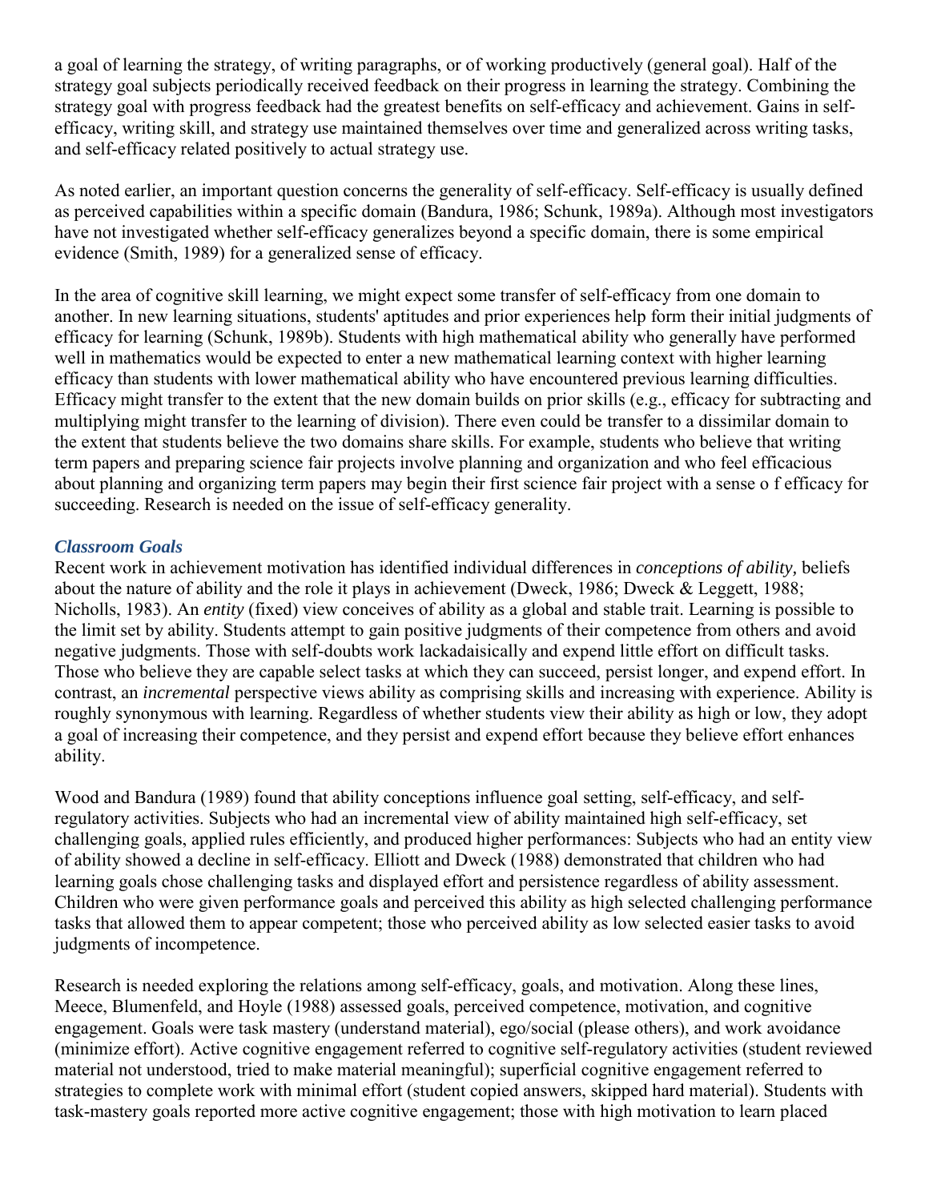a goal of learning the strategy, of writing paragraphs, or of working productively (general goal). Half of the strategy goal subjects periodically received feedback on their progress in learning the strategy. Combining the strategy goal with progress feedback had the greatest benefits on self-efficacy and achievement. Gains in self-efficacy, writing skill, and strategy use maintained themselves over time and generalized across writing tasks, and self-efficacy related positively to actual strategy use.

As noted earlier, an important question concerns the generality of self-efficacy. Self-efficacy is usually defined as perceived capabilities within a specific domain (Bandura, 1986; Schunk, 1989a). Although most investigators have not investigated whether self-efficacy generalizes beyond a specific domain, there is some empirical evidence (Smith, 1989) for a generalized sense of efficacy.

In the area of cognitive skill learning, we might expect some transfer of self-efficacy from one domain to another. In new learning situations, students' aptitudes and prior experiences help form their initial judgments of efficacy for learning (Schunk, 1989b). Students with high mathematical ability who generally have performed well in mathematics would be expected to enter a new mathematical learning context with higher learning efficacy than students with lower mathematical ability who have encountered previous learning difficulties. Efficacy might transfer to the extent that the new domain builds on prior skills (e.g., efficacy for subtracting and multiplying might transfer to the learning of division). There even could be transfer to a dissimilar domain to the extent that students believe the two domains share skills. For example, students who believe that writing term papers and preparing science fair projects involve planning and organization and who feel efficacious about planning and organizing term papers may begin their first science fair project with a sense o f efficacy for succeeding. Research is needed on the issue of self-efficacy generality.

### *Classroom Goals*

Recent work in achievement motivation has identified individual differences in *conceptions of ability,* beliefs about the nature of ability and the role it plays in achievement (Dweck, 1986; Dweck & Leggett, 1988; Nicholls, 1983). An *entity* (fixed) view conceives of ability as a global and stable trait. Learning is possible to the limit set by ability. Students attempt to gain positive judgments of their competence from others and avoid negative judgments. Those with self-doubts work lackadaisically and expend little effort on difficult tasks. Those who believe they are capable select tasks at which they can succeed, persist longer, and expend effort. In contrast, an *incremental* perspective views ability as comprising skills and increasing with experience. Ability is roughly synonymous with learning. Regardless of whether students view their ability as high or low, they adopt a goal of increasing their competence, and they persist and expend effort because they believe effort enhances ability.

Wood and Bandura (1989) found that ability conceptions influence goal setting, self-efficacy, and self-regulatory activities. Subjects who had an incremental view of ability maintained high self-efficacy, set challenging goals, applied rules efficiently, and produced higher performances: Subjects who had an entity view of ability showed a decline in self-efficacy. Elliott and Dweck (1988) demonstrated that children who had learning goals chose challenging tasks and displayed effort and persistence regardless of ability assessment. Children who were given performance goals and perceived this ability as high selected challenging performance tasks that allowed them to appear competent; those who perceived ability as low selected easier tasks to avoid judgments of incompetence.

Research is needed exploring the relations among self-efficacy, goals, and motivation. Along these lines, Meece, Blumenfeld, and Hoyle (1988) assessed goals, perceived competence, motivation, and cognitive engagement. Goals were task mastery (understand material), ego/social (please others), and work avoidance (minimize effort). Active cognitive engagement referred to cognitive self-regulatory activities (student reviewed material not understood, tried to make material meaningful); superficial cognitive engagement referred to strategies to complete work with minimal effort (student copied answers, skipped hard material). Students with task-mastery goals reported more active cognitive engagement; those with high motivation to learn placed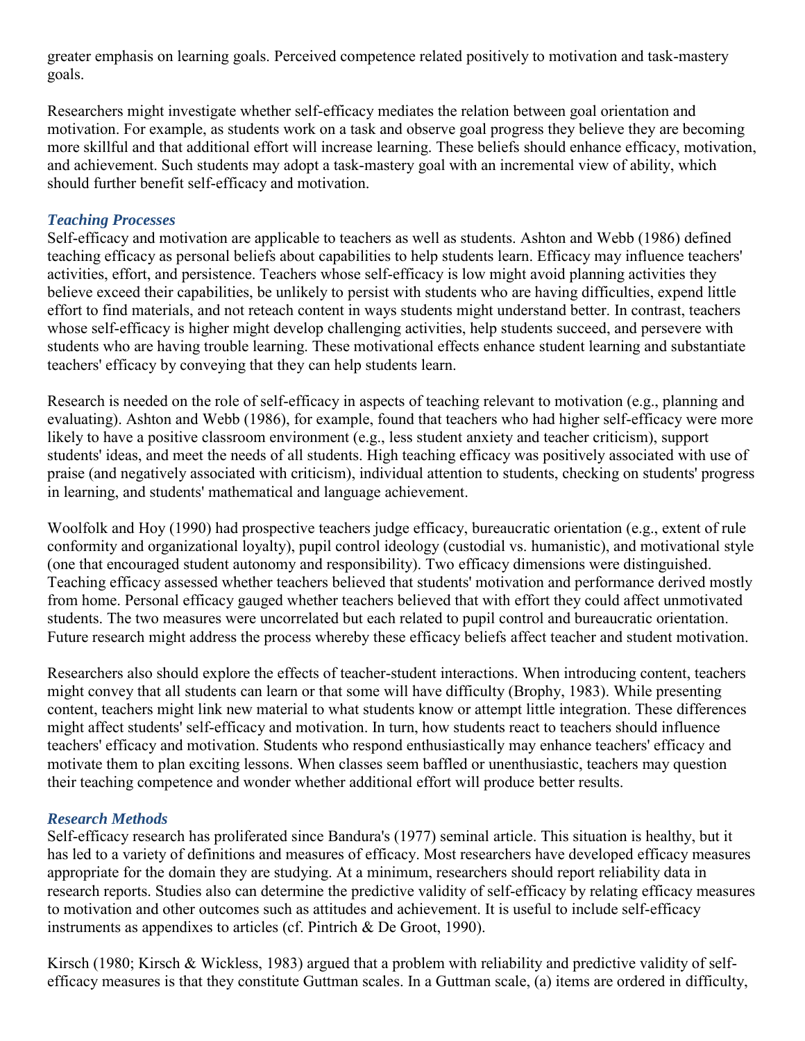greater emphasis on learning goals. Perceived competence related positively to motivation and task-mastery goals.

Researchers might investigate whether self-efficacy mediates the relation between goal orientation and motivation. For example, as students work on a task and observe goal progress they believe they are becoming more skillful and that additional effort will increase learning. These beliefs should enhance efficacy, motivation, and achievement. Such students may adopt a task-mastery goal with an incremental view of ability, which should further benefit self-efficacy and motivation.

### *Teaching Processes*

Self-efficacy and motivation are applicable to teachers as well as students. Ashton and Webb (1986) defined teaching efficacy as personal beliefs about capabilities to help students learn. Efficacy may influence teachers' activities, effort, and persistence. Teachers whose self-efficacy is low might avoid planning activities they believe exceed their capabilities, be unlikely to persist with students who are having difficulties, expend little effort to find materials, and not reteach content in ways students might understand better. In contrast, teachers whose self-efficacy is higher might develop challenging activities, help students succeed, and persevere with students who are having trouble learning. These motivational effects enhance student learning and substantiate teachers' efficacy by conveying that they can help students learn.

Research is needed on the role of self-efficacy in aspects of teaching relevant to motivation (e.g., planning and evaluating). Ashton and Webb (1986), for example, found that teachers who had higher self-efficacy were more likely to have a positive classroom environment (e.g., less student anxiety and teacher criticism), support students' ideas, and meet the needs of all students. High teaching efficacy was positively associated with use of praise (and negatively associated with criticism), individual attention to students, checking on students' progress in learning, and students' mathematical and language achievement.

Woolfolk and Hoy (1990) had prospective teachers judge efficacy, bureaucratic orientation (e.g., extent of rule conformity and organizational loyalty), pupil control ideology (custodial vs. humanistic), and motivational style (one that encouraged student autonomy and responsibility). Two efficacy dimensions were distinguished. Teaching efficacy assessed whether teachers believed that students' motivation and performance derived mostly from home. Personal efficacy gauged whether teachers believed that with effort they could affect unmotivated students. The two measures were uncorrelated but each related to pupil control and bureaucratic orientation. Future research might address the process whereby these efficacy beliefs affect teacher and student motivation.

Researchers also should explore the effects of teacher-student interactions. When introducing content, teachers might convey that all students can learn or that some will have difficulty (Brophy, 1983). While presenting content, teachers might link new material to what students know or attempt little integration. These differences might affect students' self-efficacy and motivation. In turn, how students react to teachers should influence teachers' efficacy and motivation. Students who respond enthusiastically may enhance teachers' efficacy and motivate them to plan exciting lessons. When classes seem baffled or unenthusiastic, teachers may question their teaching competence and wonder whether additional effort will produce better results.

### *Research Methods*

Self-efficacy research has proliferated since Bandura's (1977) seminal article. This situation is healthy, but it has led to a variety of definitions and measures of efficacy. Most researchers have developed efficacy measures appropriate for the domain they are studying. At a minimum, researchers should report reliability data in research reports. Studies also can determine the predictive validity of self-efficacy by relating efficacy measures to motivation and other outcomes such as attitudes and achievement. It is useful to include self-efficacy instruments as appendixes to articles (cf. Pintrich & De Groot, 1990).

Kirsch (1980; Kirsch & Wickless, 1983) argued that a problem with reliability and predictive validity of self-efficacy measures is that they constitute Guttman scales. In a Guttman scale, (a) items are ordered in difficulty,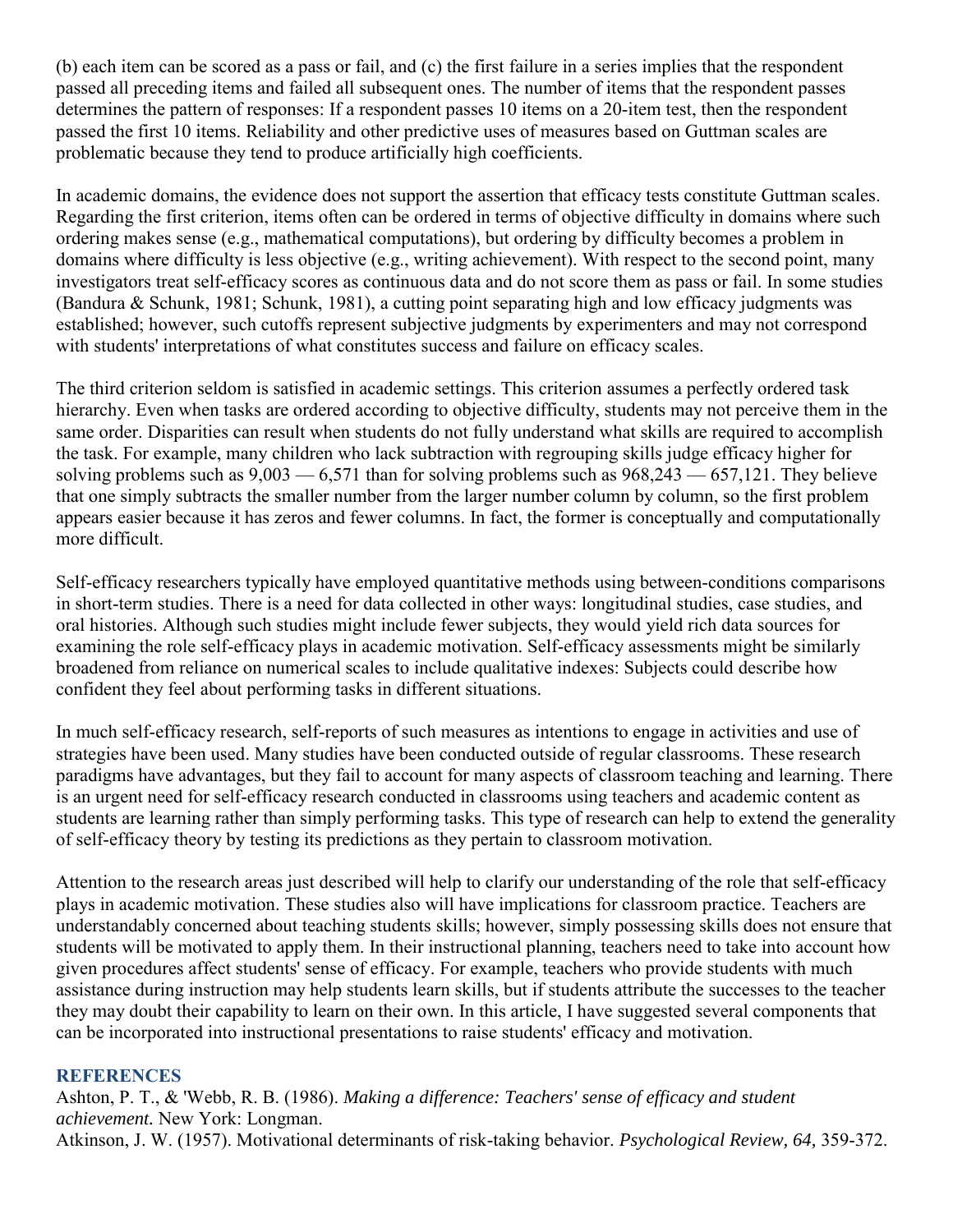(b) each item can be scored as a pass or fail, and (c) the first failure in a series implies that the respondent passed all preceding items and failed all subsequent ones. The number of items that the respondent passes determines the pattern of responses: If a respondent passes 10 items on a 20-item test, then the respondent passed the first 10 items. Reliability and other predictive uses of measures based on Guttman scales are problematic because they tend to produce artificially high coefficients.

In academic domains, the evidence does not support the assertion that efficacy tests constitute Guttman scales. Regarding the first criterion, items often can be ordered in terms of objective difficulty in domains where such ordering makes sense (e.g., mathematical computations), but ordering by difficulty becomes a problem in domains where difficulty is less objective (e.g., writing achievement). With respect to the second point, many investigators treat self-efficacy scores as continuous data and do not score them as pass or fail. In some studies (Bandura & Schunk, 1981; Schunk, 1981), a cutting point separating high and low efficacy judgments was established; however, such cutoffs represent subjective judgments by experimenters and may not correspond with students' interpretations of what constitutes success and failure on efficacy scales.

The third criterion seldom is satisfied in academic settings. This criterion assumes a perfectly ordered task hierarchy. Even when tasks are ordered according to objective difficulty, students may not perceive them in the same order. Disparities can result when students do not fully understand what skills are required to accomplish the task. For example, many children who lack subtraction with regrouping skills judge efficacy higher for solving problems such as 9,003 — 6,571 than for solving problems such as 968,243 — 657,121. They believe that one simply subtracts the smaller number from the larger number column by column, so the first problem appears easier because it has zeros and fewer columns. In fact, the former is conceptually and computationally more difficult.

Self-efficacy researchers typically have employed quantitative methods using between-conditions comparisons in short-term studies. There is a need for data collected in other ways: longitudinal studies, case studies, and oral histories. Although such studies might include fewer subjects, they would yield rich data sources for examining the role self-efficacy plays in academic motivation. Self-efficacy assessments might be similarly broadened from reliance on numerical scales to include qualitative indexes: Subjects could describe how confident they feel about performing tasks in different situations.

In much self-efficacy research, self-reports of such measures as intentions to engage in activities and use of strategies have been used. Many studies have been conducted outside of regular classrooms. These research paradigms have advantages, but they fail to account for many aspects of classroom teaching and learning. There is an urgent need for self-efficacy research conducted in classrooms using teachers and academic content as students are learning rather than simply performing tasks. This type of research can help to extend the generality of self-efficacy theory by testing its predictions as they pertain to classroom motivation.

Attention to the research areas just described will help to clarify our understanding of the role that self-efficacy plays in academic motivation. These studies also will have implications for classroom practice. Teachers are understandably concerned about teaching students skills; however, simply possessing skills does not ensure that students will be motivated to apply them. In their instructional planning, teachers need to take into account how given procedures affect students' sense of efficacy. For example, teachers who provide students with much assistance during instruction may help students learn skills, but if students attribute the successes to the teacher they may doubt their capability to learn on their own. In this article, I have suggested several components that can be incorporated into instructional presentations to raise students' efficacy and motivation.

## REFERENCES

Ashton, P. T., & 'Webb, R. B. (1986). *Making a difference: Teachers' sense of efficacy and student achievement.* New York: Longman.

Atkinson, J. W. (1957). Motivational determinants of risk-taking behavior. *Psychological Review, 64,* 359-372.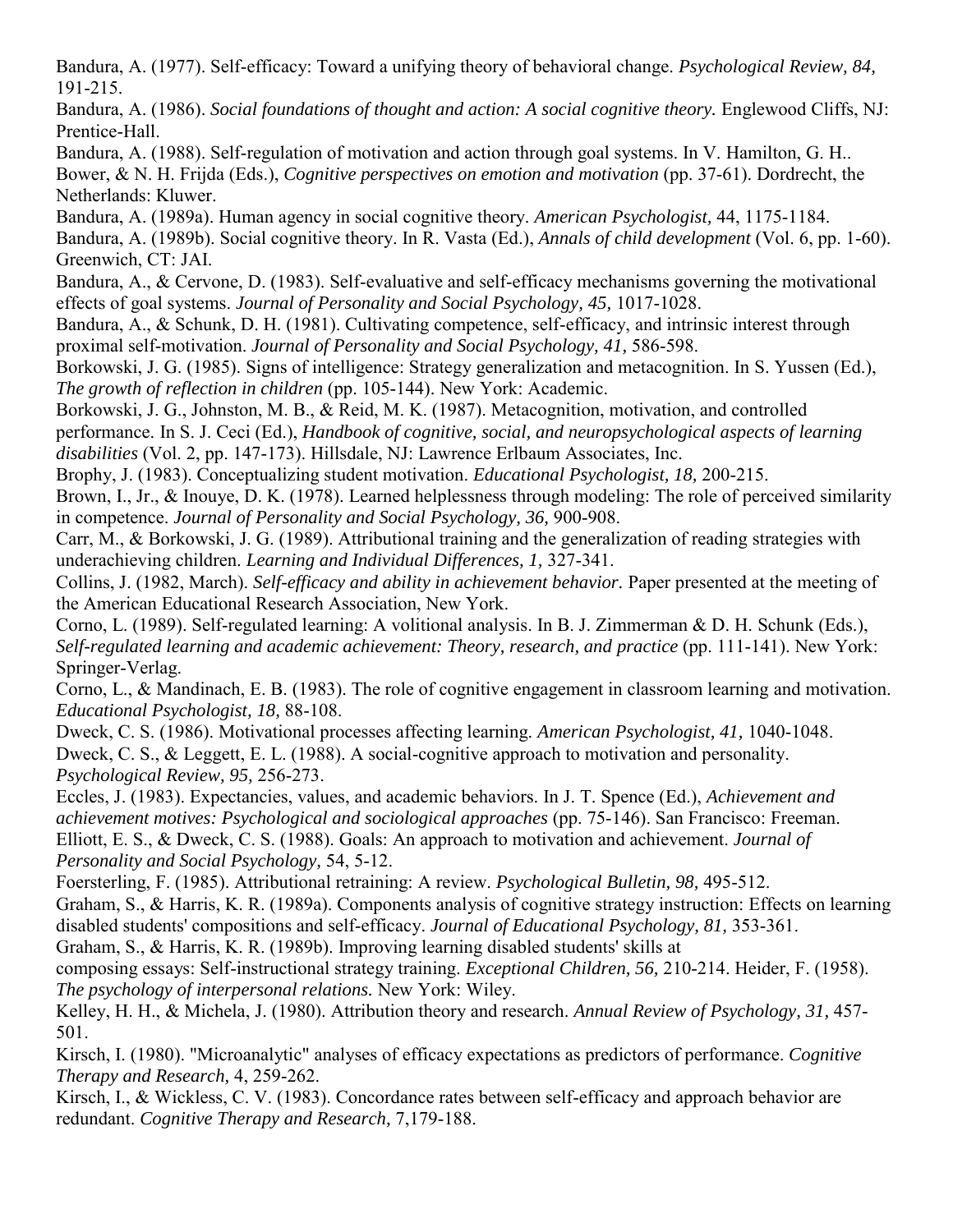Bandura, A. (1977). Self-efficacy: Toward a unifying theory of behavioral change. *Psychological Review, 84,* 191-215.

Bandura, A. (1986). *Social foundations of thought and action: A social cognitive theory.* Englewood Cliffs, NJ: Prentice-Hall.

Bandura, A. (1988). Self-regulation of motivation and action through goal systems. In V. Hamilton, G. H.. Bower, & N. H. Frijda (Eds.), *Cognitive perspectives on emotion and motivation* (pp. 37-61). Dordrecht, the Netherlands: Kluwer.

Bandura, A. (1989a). Human agency in social cognitive theory. *American Psychologist,* 44, 1175-1184.

Bandura, A. (1989b). Social cognitive theory. In R. Vasta (Ed.), *Annals of child development* (Vol. 6, pp. 1-60). Greenwich, CT: JAI.

Bandura, A., & Cervone, D. (1983). Self-evaluative and self-efficacy mechanisms governing the motivational effects of goal systems. *Journal of Personality and Social Psychology, 45,* 1017-1028.

Bandura, A., & Schunk, D. H. (1981). Cultivating competence, self-efficacy, and intrinsic interest through proximal self-motivation. *Journal of Personality and Social Psychology, 41,* 586-598.

Borkowski, J. G. (1985). Signs of intelligence: Strategy generalization and metacognition. In S. Yussen (Ed.), *The growth of reflection in children* (pp. 105-144). New York: Academic.

Borkowski, J. G., Johnston, M. B., & Reid, M. K. (1987). Metacognition, motivation, and controlled performance. In S. J. Ceci (Ed.), *Handbook of cognitive, social, and neuropsychological aspects of learning disabilities* (Vol. 2, pp. 147-173). Hillsdale, NJ: Lawrence Erlbaum Associates, Inc.

Brophy, J. (1983). Conceptualizing student motivation. *Educational Psychologist, 18,* 200-215.

Brown, I., Jr., & Inouye, D. K. (1978). Learned helplessness through modeling: The role of perceived similarity in competence. *Journal of Personality and Social Psychology, 36,* 900-908.

Carr, M., & Borkowski, J. G. (1989). Attributional training and the generalization of reading strategies with underachieving children. *Learning and Individual Differences, 1,* 327-341.

Collins, J. (1982, March). *Self-efficacy and ability in achievement behavior.* Paper presented at the meeting of the American Educational Research Association, New York.

Corno, L. (1989). Self-regulated learning: A volitional analysis. In B. J. Zimmerman & D. H. Schunk (Eds.), *Self-regulated learning and academic achievement: Theory, research, and practice* (pp. 111-141). New York: Springer-Verlag.

Corno, L., & Mandinach, E. B. (1983). The role of cognitive engagement in classroom learning and motivation. *Educational Psychologist, 18,* 88-108.

Dweck, C. S. (1986). Motivational processes affecting learning. *American Psychologist, 41,* 1040-1048.

Dweck, C. S., & Leggett, E. L. (1988). A social-cognitive approach to motivation and personality. *Psychological Review, 95,* 256-273.

Eccles, J. (1983). Expectancies, values, and academic behaviors. In J. T. Spence (Ed.), *Achievement and achievement motives: Psychological and sociological approaches* (pp. 75-146). San Francisco: Freeman.

Elliott, E. S., & Dweck, C. S. (1988). Goals: An approach to motivation and achievement. *Journal of Personality and Social Psychology,* 54, 5-12.

Foersterling, F. (1985). Attributional retraining: A review. *Psychological Bulletin, 98,* 495-512.

Graham, S., & Harris, K. R. (1989a). Components analysis of cognitive strategy instruction: Effects on learning disabled students' compositions and self-efficacy. *Journal of Educational Psychology, 81,* 353-361.

Graham, S., & Harris, K. R. (1989b). Improving learning disabled students' skills at composing essays: Self-instructional strategy training. *Exceptional Children, 56,* 210-214.

Heider, F. (1958). *The psychology of interpersonal relations.* New York: Wiley.

Kelley, H. H., & Michela, J. (1980). Attribution theory and research. *Annual Review of Psychology, 31,* 457-501.

Kirsch, I. (1980). "Microanalytic" analyses of efficacy expectations as predictors of performance. *Cognitive Therapy and Research,* 4, 259-262.

Kirsch, I., & Wickless, C. V. (1983). Concordance rates between self-efficacy and approach behavior are redundant. *Cognitive Therapy and Research,* 7,179-188.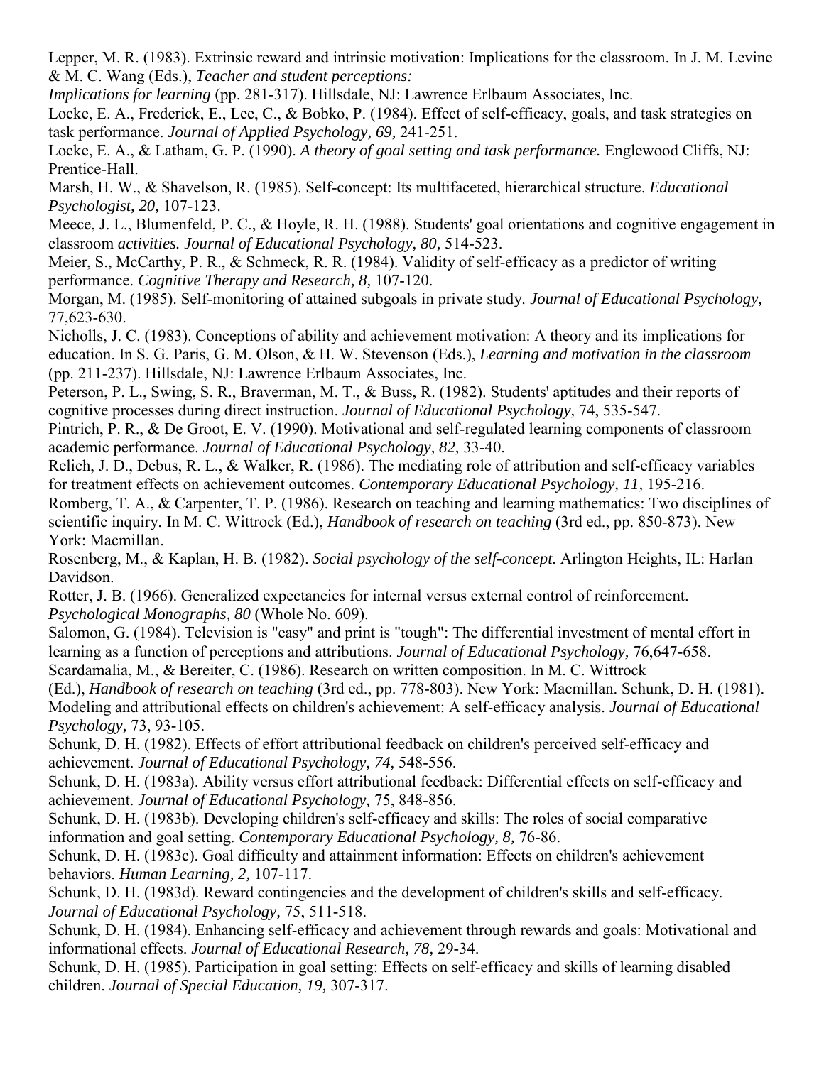Lepper, M. R. (1983). Extrinsic reward and intrinsic motivation: Implications for the classroom. In J. M. Levine & M. C. Wang (Eds.), *Teacher and student perceptions: Implications for learning* (pp. 281-317). Hillsdale, NJ: Lawrence Erlbaum Associates, Inc.

Locke, E. A., Frederick, E., Lee, C., & Bobko, P. (1984). Effect of self-efficacy, goals, and task strategies on task performance. *Journal of Applied Psychology, 69,* 241-251.

Locke, E. A., & Latham, G. P. (1990). *A theory of goal setting and task performance.* Englewood Cliffs, NJ: Prentice-Hall.

Marsh, H. W., & Shavelson, R. (1985). Self-concept: Its multifaceted, hierarchical structure. *Educational Psychologist, 20,* 107-123.

Meece, J. L., Blumenfeld, P. C., & Hoyle, R. H. (1988). Students' goal orientations and cognitive engagement in classroom *activities. Journal of Educational Psychology, 80,* 514-523.

Meier, S., McCarthy, P. R., & Schmeck, R. R. (1984). Validity of self-efficacy as a predictor of writing performance. *Cognitive Therapy and Research, 8,* 107-120.

Morgan, M. (1985). Self-monitoring of attained subgoals in private study. *Journal of Educational Psychology,* 77,623-630.

Nicholls, J. C. (1983). Conceptions of ability and achievement motivation: A theory and its implications for education. In S. G. Paris, G. M. Olson, & H. W. Stevenson (Eds.), *Learning and motivation in the classroom* (pp. 211-237). Hillsdale, NJ: Lawrence Erlbaum Associates, Inc.

Peterson, P. L., Swing, S. R., Braverman, M. T., & Buss, R. (1982). Students' aptitudes and their reports of cognitive processes during direct instruction. *Journal of Educational Psychology,* 74, 535-547.

Pintrich, P. R., & De Groot, E. V. (1990). Motivational and self-regulated learning components of classroom academic performance. *Journal of Educational Psychology, 82,* 33-40.

Relich, J. D., Debus, R. L., & Walker, R. (1986). The mediating role of attribution and self-efficacy variables for treatment effects on achievement outcomes. *Contemporary Educational Psychology, 11,* 195-216.

Romberg, T. A., & Carpenter, T. P. (1986). Research on teaching and learning mathematics: Two disciplines of scientific inquiry. In M. C. Wittrock (Ed.), *Handbook of research on teaching* (3rd ed., pp. 850-873). New York: Macmillan.

Rosenberg, M., & Kaplan, H. B. (1982). *Social psychology of the self-concept.* Arlington Heights, IL: Harlan Davidson.

Rotter, J. B. (1966). Generalized expectancies for internal versus external control of reinforcement. *Psychological Monographs, 80* (Whole No. 609).

Salomon, G. (1984). Television is "easy" and print is "tough": The differential investment of mental effort in learning as a function of perceptions and attributions. *Journal of Educational Psychology,* 76,647-658.

Scardamalia, M., & Bereiter, C. (1986). Research on written composition. In M. C. Wittrock (Ed.), *Handbook of research on teaching* (3rd ed., pp. 778-803). New York: Macmillan. Schunk, D. H. (1981). Modeling and attributional effects on children's achievement: A self-efficacy analysis. *Journal of Educational Psychology,* 73, 93-105.

Schunk, D. H. (1982). Effects of effort attributional feedback on children's perceived self-efficacy and achievement. *Journal of Educational Psychology, 74,* 548-556.

Schunk, D. H. (1983a). Ability versus effort attributional feedback: Differential effects on self-efficacy and achievement. *Journal of Educational Psychology,* 75, 848-856.

Schunk, D. H. (1983b). Developing children's self-efficacy and skills: The roles of social comparative information and goal setting. *Contemporary Educational Psychology, 8,* 76-86.

Schunk, D. H. (1983c). Goal difficulty and attainment information: Effects on children's achievement behaviors. *Human Learning, 2,* 107-117.

Schunk, D. H. (1983d). Reward contingencies and the development of children's skills and self-efficacy. *Journal of Educational Psychology,* 75, 511-518.

Schunk, D. H. (1984). Enhancing self-efficacy and achievement through rewards and goals: Motivational and informational effects. *Journal of Educational Research, 78,* 29-34.

Schunk, D. H. (1985). Participation in goal setting: Effects on self-efficacy and skills of learning disabled children. *Journal of Special Education, 19,* 307-317.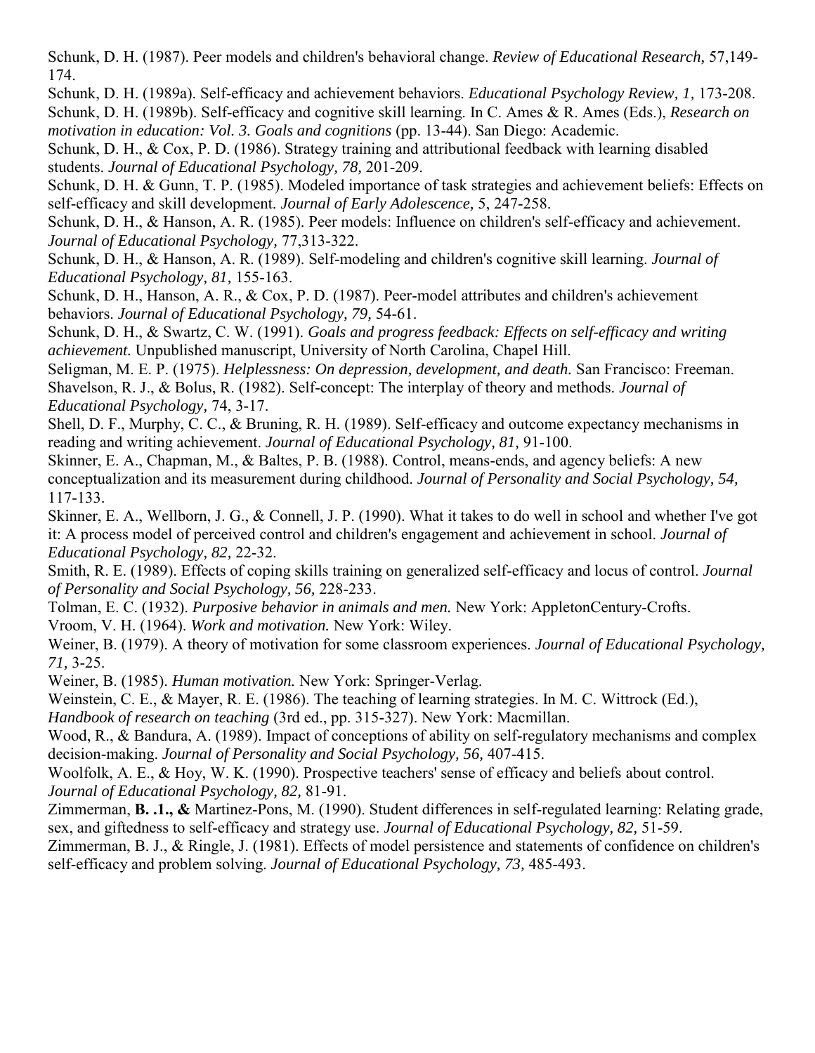Schunk, D. H. (1987). Peer models and children's behavioral change. *Review of Educational Research,* 57,149-174.

Schunk, D. H. (1989a). Self-efficacy and achievement behaviors. *Educational Psychology Review, 1,* 173-208.

Schunk, D. H. (1989b). Self-efficacy and cognitive skill learning. In C. Ames & R. Ames (Eds.), *Research on motivation in education: Vol. 3. Goals and cognitions* (pp. 13-44). San Diego: Academic.

Schunk, D. H., & Cox, P. D. (1986). Strategy training and attributional feedback with learning disabled students. *Journal of Educational Psychology, 78,* 201-209.

Schunk, D. H. & Gunn, T. P. (1985). Modeled importance of task strategies and achievement beliefs: Effects on self-efficacy and skill development. *Journal of Early Adolescence,* 5, 247-258.

Schunk, D. H., & Hanson, A. R. (1985). Peer models: Influence on children's self-efficacy and achievement. *Journal of Educational Psychology,* 77,313-322.

Schunk, D. H., & Hanson, A. R. (1989). Self-modeling and children's cognitive skill learning. *Journal of Educational Psychology, 81,* 155-163.

Schunk, D. H., Hanson, A. R., & Cox, P. D. (1987). Peer-model attributes and children's achievement behaviors. *Journal of Educational Psychology, 79,* 54-61.

Schunk, D. H., & Swartz, C. W. (1991). *Goals and progress feedback: Effects on self-efficacy and writing achievement.* Unpublished manuscript, University of North Carolina, Chapel Hill.

Seligman, M. E. P. (1975). *Helplessness: On depression, development, and death.* San Francisco: Freeman.

Shavelson, R. J., & Bolus, R. (1982). Self-concept: The interplay of theory and methods. *Journal of Educational Psychology,* 74, 3-17.

Shell, D. F., Murphy, C. C., & Bruning, R. H. (1989). Self-efficacy and outcome expectancy mechanisms in reading and writing achievement. *Journal of Educational Psychology, 81,* 91-100.

Skinner, E. A., Chapman, M., & Baltes, P. B. (1988). Control, means-ends, and agency beliefs: A new conceptualization and its measurement during childhood. *Journal of Personality and Social Psychology, 54,* 117-133.

Skinner, E. A., Wellborn, J. G., & Connell, J. P. (1990). What it takes to do well in school and whether I've got it: A process model of perceived control and children's engagement and achievement in school. *Journal of Educational Psychology, 82,* 22-32.

Smith, R. E. (1989). Effects of coping skills training on generalized self-efficacy and locus of control. *Journal of Personality and Social Psychology, 56,* 228-233.

Tolman, E. C. (1932). *Purposive behavior in animals and men.* New York: AppletonCentury-Crofts.

Vroom, V. H. (1964). *Work and motivation.* New York: Wiley.

Weiner, B. (1979). A theory of motivation for some classroom experiences. *Journal of Educational Psychology, 71,* 3-25.

Weiner, B. (1985). *Human motivation.* New York: Springer-Verlag.

Weinstein, C. E., & Mayer, R. E. (1986). The teaching of learning strategies. In M. C. Wittrock (Ed.), *Handbook of research on teaching* (3rd ed., pp. 315-327). New York: Macmillan.

Wood, R., & Bandura, A. (1989). Impact of conceptions of ability on self-regulatory mechanisms and complex decision-making. *Journal of Personality and Social Psychology, 56,* 407-415.

Woolfolk, A. E., & Hoy, W. K. (1990). Prospective teachers' sense of efficacy and beliefs about control. *Journal of Educational Psychology, 82,* 81-91.

Zimmerman, **B. .1., &** Martinez-Pons, M. (1990). Student differences in self-regulated learning: Relating grade, sex, and giftedness to self-efficacy and strategy use. *Journal of Educational Psychology, 82,* 51-59.

Zimmerman, B. J., & Ringle, J. (1981). Effects of model persistence and statements of confidence on children's self-efficacy and problem solving. *Journal of Educational Psychology, 73,* 485-493.